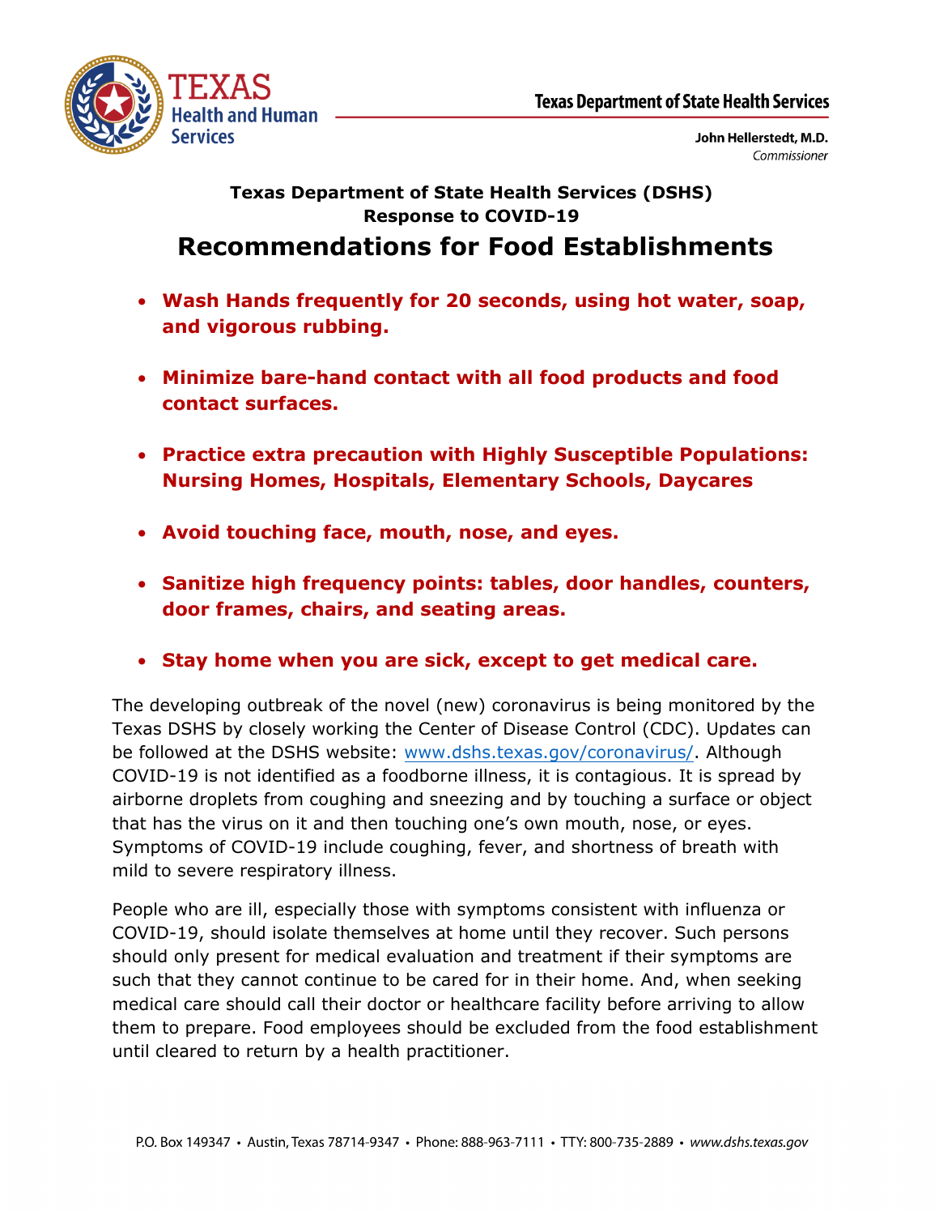Texas Department of State Health Services

John Hellerstedt, M.D.
*Commissioner*

**Texas Department of State Health Services (DSHS)**
**Response to COVID-19**

# Recommendations for Food Establishments

- **Wash Hands frequently for 20 seconds, using hot water, soap, and vigorous rubbing.**
- **Minimize bare-hand contact with all food products and food contact surfaces.**
- **Practice extra precaution with Highly Susceptible Populations: Nursing Homes, Hospitals, Elementary Schools, Daycares**
- **Avoid touching face, mouth, nose, and eyes.**
- **Sanitize high frequency points: tables, door handles, counters, door frames, chairs, and seating areas.**
- **Stay home when you are sick, except to get medical care.**

The developing outbreak of the novel (new) coronavirus is being monitored by the Texas DSHS by closely working the Center of Disease Control (CDC). Updates can be followed at the DSHS website: www.dshs.texas.gov/coronavirus/. Although COVID-19 is not identified as a foodborne illness, it is contagious. It is spread by airborne droplets from coughing and sneezing and by touching a surface or object that has the virus on it and then touching one's own mouth, nose, or eyes. Symptoms of COVID-19 include coughing, fever, and shortness of breath with mild to severe respiratory illness.

People who are ill, especially those with symptoms consistent with influenza or COVID-19, should isolate themselves at home until they recover. Such persons should only present for medical evaluation and treatment if their symptoms are such that they cannot continue to be cared for in their home. And, when seeking medical care should call their doctor or healthcare facility before arriving to allow them to prepare. Food employees should be excluded from the food establishment until cleared to return by a health practitioner.

P.O. Box 149347 • Austin, Texas 78714-9347 • Phone: 888-963-7111 • TTY: 800-735-2889 • *www.dshs.texas.gov*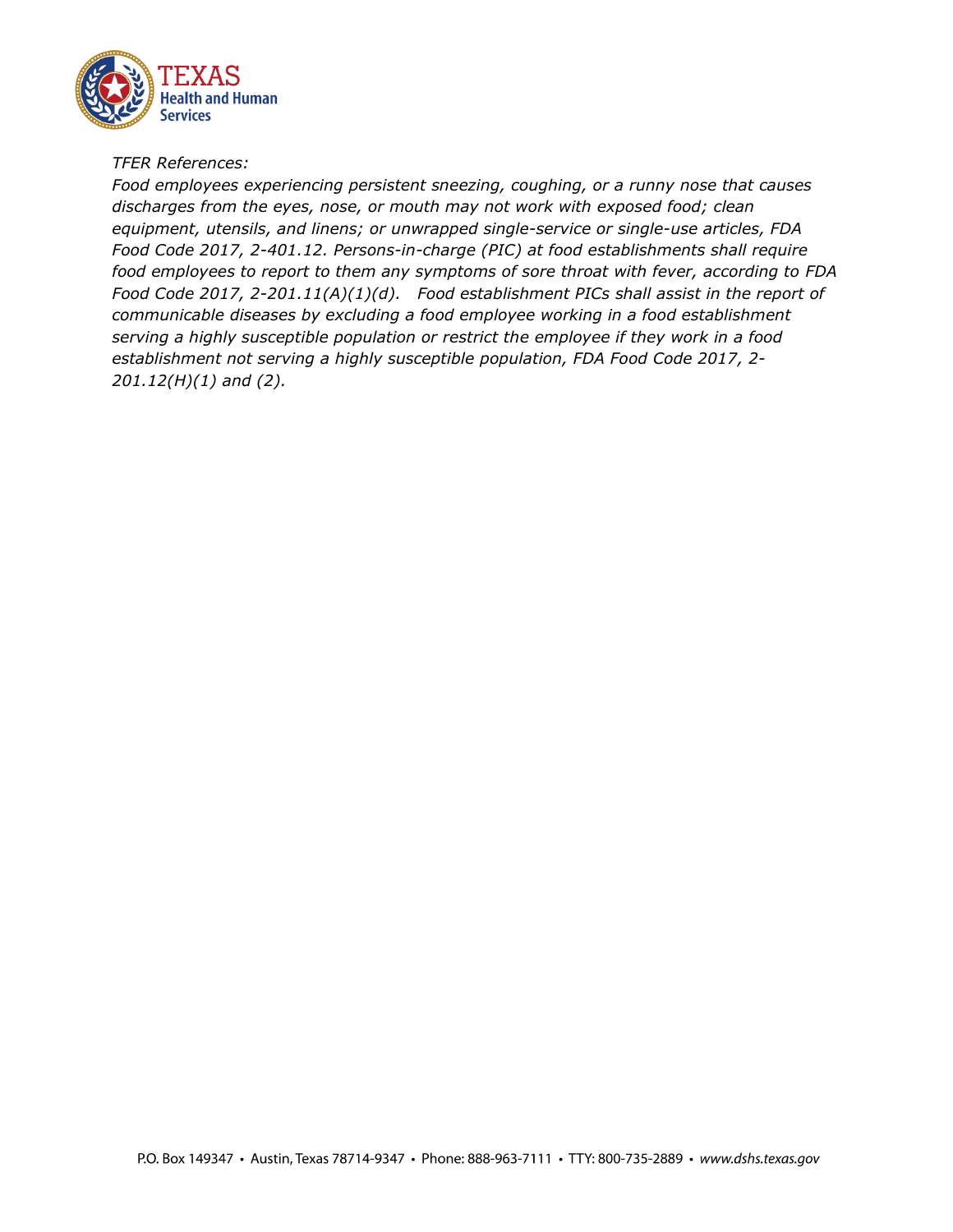*TFER References:*

*Food employees experiencing persistent sneezing, coughing, or a runny nose that causes discharges from the eyes, nose, or mouth may not work with exposed food; clean equipment, utensils, and linens; or unwrapped single-service or single-use articles, FDA Food Code 2017, 2-401.12. Persons-in-charge (PIC) at food establishments shall require food employees to report to them any symptoms of sore throat with fever, according to FDA Food Code 2017, 2-201.11(A)(1)(d). Food establishment PICs shall assist in the report of communicable diseases by excluding a food employee working in a food establishment serving a highly susceptible population or restrict the employee if they work in a food establishment not serving a highly susceptible population, FDA Food Code 2017, 2-201.12(H)(1) and (2).*